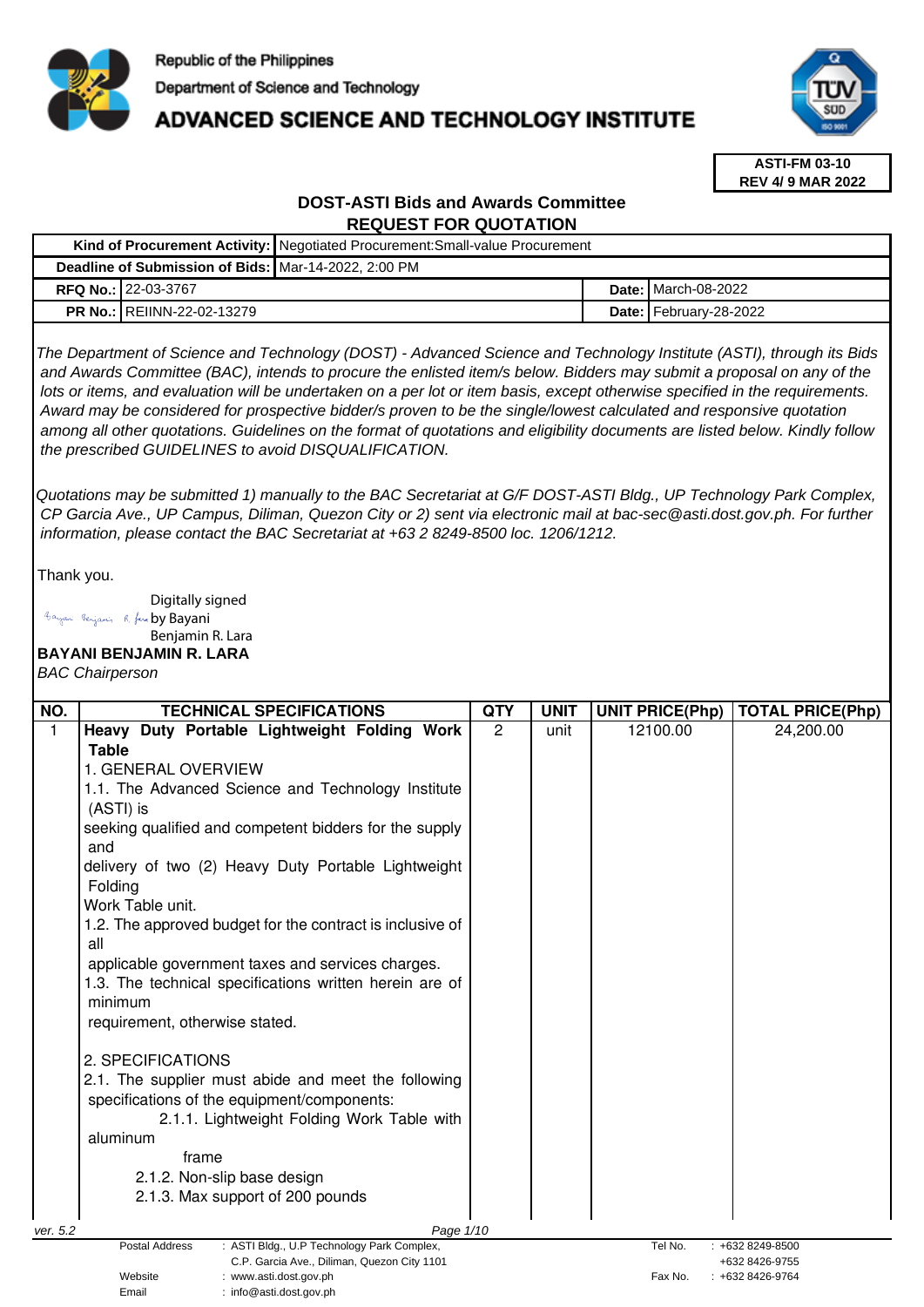Republic of the Philippines

Department of Science and Technology

# ADVANCED SCIENCE AND TECHNOLOGY INSTITUTE

**ASTI-FM 03-10**
**REV 4/ 9 MAR 2022**

## DOST-ASTI Bids and Awards Committee
## REQUEST FOR QUOTATION

| | | | |
|---|---|---|---|
| **Kind of Procurement Activity:** | Negotiated Procurement:Small-value Procurement | | |
| **Deadline of Submission of Bids:** | Mar-14-2022, 2:00 PM | | |
| **RFQ No.:** | 22-03-3767 | **Date:** | March-08-2022 |
| **PR No.:** | REIINN-22-02-13279 | **Date:** | February-28-2022 |

*The Department of Science and Technology (DOST) - Advanced Science and Technology Institute (ASTI), through its Bids and Awards Committee (BAC), intends to procure the enlisted item/s below. Bidders may submit a proposal on any of the lots or items, and evaluation will be undertaken on a per lot or item basis, except otherwise specified in the requirements. Award may be considered for prospective bidder/s proven to be the single/lowest calculated and responsive quotation among all other quotations. Guidelines on the format of quotations and eligibility documents are listed below. Kindly follow the prescribed GUIDELINES to avoid DISQUALIFICATION.*

*Quotations may be submitted 1) manually to the BAC Secretariat at G/F DOST-ASTI Bldg., UP Technology Park Complex, CP Garcia Ave., UP Campus, Diliman, Quezon City or 2) sent via electronic mail at bac-sec@asti.dost.gov.ph. For further information, please contact the BAC Secretariat at +63 2 8249-8500 loc. 1206/1212.*

Thank you.

Digitally signed by Bayani Benjamin R. Lara

**BAYANI BENJAMIN R. LARA**
*BAC Chairperson*

| NO. | TECHNICAL SPECIFICATIONS | QTY | UNIT | UNIT PRICE(Php) | TOTAL PRICE(Php) |
|---|---|---|---|---|---|
| 1 | **Heavy Duty Portable Lightweight Folding Work Table**<br>1. GENERAL OVERVIEW<br>1.1. The Advanced Science and Technology Institute (ASTI) is seeking qualified and competent bidders for the supply and delivery of two (2) Heavy Duty Portable Lightweight Folding Work Table unit.<br>1.2. The approved budget for the contract is inclusive of all applicable government taxes and services charges.<br>1.3. The technical specifications written herein are of minimum requirement, otherwise stated.<br><br>2. SPECIFICATIONS<br>2.1. The supplier must abide and meet the following specifications of the equipment/components:<br>2.1.1. Lightweight Folding Work Table with aluminum frame<br>2.1.2. Non-slip base design<br>2.1.3. Max support of 200 pounds | 2 | unit | 12100.00 | 24,200.00 |

ver. 5.2

| | | | |
|---|---|---|---|
| Postal Address | : ASTI Bldg., U.P Technology Park Complex, C.P. Garcia Ave., Diliman, Quezon City 1101 | Tel No. | : +632 8249-8500<br>+632 8426-9755 |
| Website | : www.asti.dost.gov.ph | Fax No. | : +632 8426-9764 |
| Email | : info@asti.dost.gov.ph | | |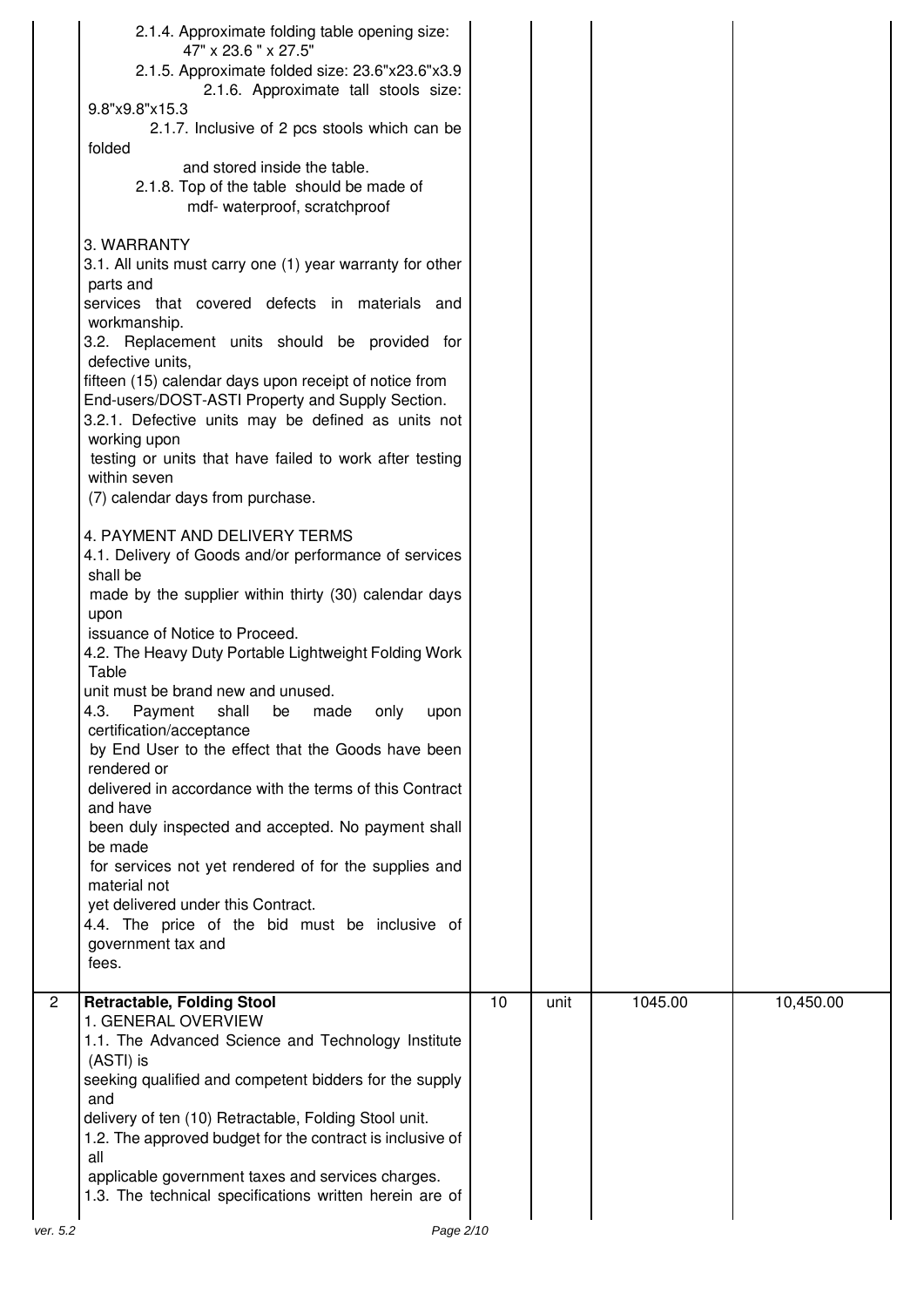| | | | | | |
|---|---|---|---|---|---|
| | 2.1.4. Approximate folding table opening size: 47" x 23.6 " x 27.5"<br>2.1.5. Approximate folded size: 23.6"x23.6"x3.9<br>2.1.6. Approximate tall stools size: 9.8"x9.8"x15.3<br>2.1.7. Inclusive of 2 pcs stools which can be folded and stored inside the table.<br>2.1.8. Top of the table should be made of mdf- waterproof, scratchproof<br><br>3. WARRANTY<br>3.1. All units must carry one (1) year warranty for other parts and services that covered defects in materials and workmanship.<br>3.2. Replacement units should be provided for defective units, fifteen (15) calendar days upon receipt of notice from End-users/DOST-ASTI Property and Supply Section.<br>3.2.1. Defective units may be defined as units not working upon testing or units that have failed to work after testing within seven (7) calendar days from purchase.<br><br>4. PAYMENT AND DELIVERY TERMS<br>4.1. Delivery of Goods and/or performance of services shall be made by the supplier within thirty (30) calendar days upon issuance of Notice to Proceed.<br>4.2. The Heavy Duty Portable Lightweight Folding Work Table unit must be brand new and unused.<br>4.3. Payment shall be made only upon certification/acceptance by End User to the effect that the Goods have been rendered or delivered in accordance with the terms of this Contract and have been duly inspected and accepted. No payment shall be made for services not yet rendered of for the supplies and material not yet delivered under this Contract.<br>4.4. The price of the bid must be inclusive of government tax and fees. | | | | |
| 2 | **Retractable, Folding Stool**<br>1. GENERAL OVERVIEW<br>1.1. The Advanced Science and Technology Institute (ASTI) is seeking qualified and competent bidders for the supply and delivery of ten (10) Retractable, Folding Stool unit.<br>1.2. The approved budget for the contract is inclusive of all applicable government taxes and services charges.<br>1.3. The technical specifications written herein are of | 10 | unit | 1045.00 | 10,450.00 |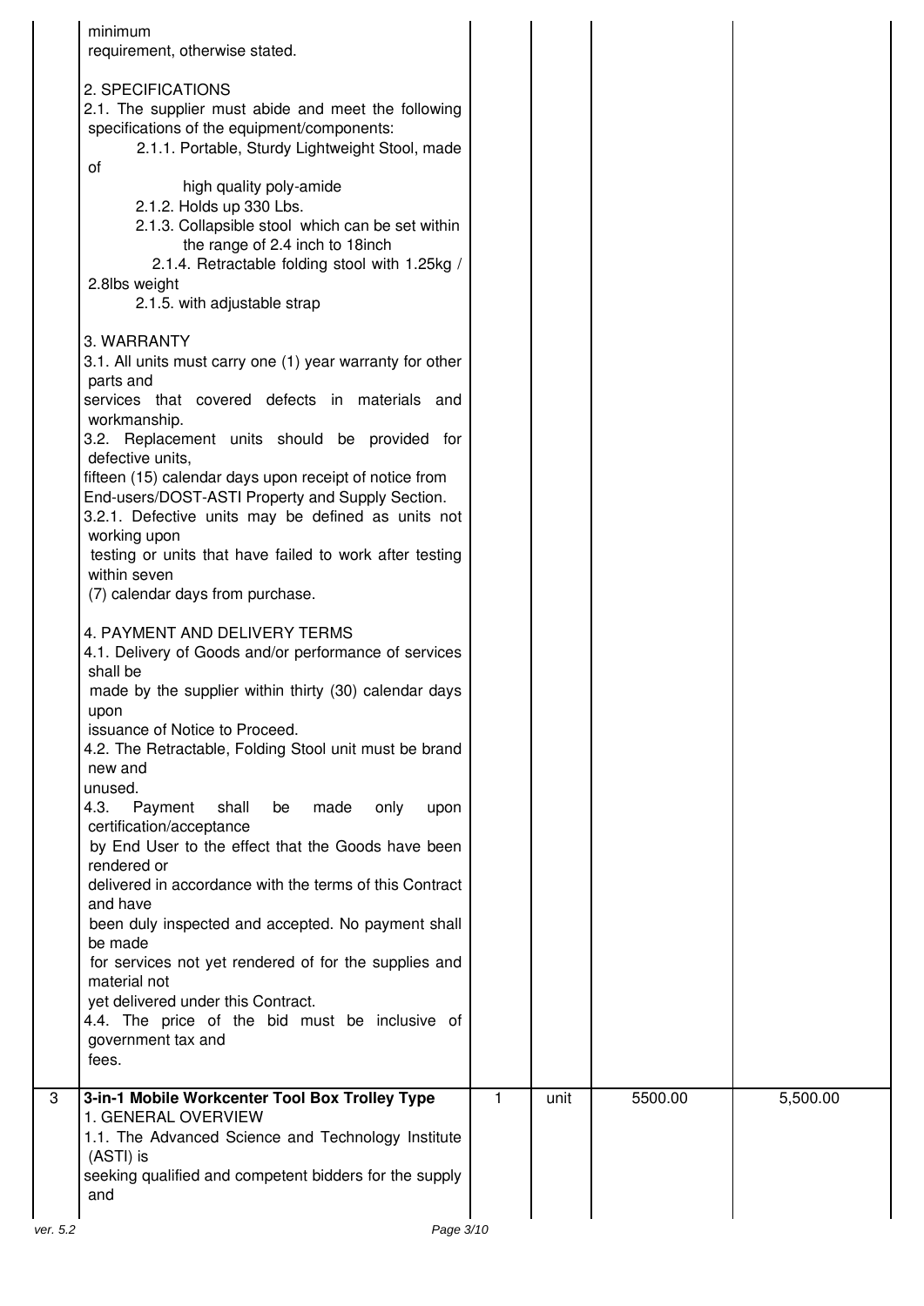| | | | | | |
|---|---|---|---|---|---|
| | minimum requirement, otherwise stated.<br><br>2. SPECIFICATIONS<br>2.1. The supplier must abide and meet the following specifications of the equipment/components:<br>2.1.1. Portable, Sturdy Lightweight Stool, made of high quality poly-amide<br>2.1.2. Holds up 330 Lbs.<br>2.1.3. Collapsible stool which can be set within the range of 2.4 inch to 18inch<br>2.1.4. Retractable folding stool with 1.25kg / 2.8lbs weight<br>2.1.5. with adjustable strap<br><br>3. WARRANTY<br>3.1. All units must carry one (1) year warranty for other parts and services that covered defects in materials and workmanship.<br>3.2. Replacement units should be provided for defective units, fifteen (15) calendar days upon receipt of notice from End-users/DOST-ASTI Property and Supply Section.<br>3.2.1. Defective units may be defined as units not working upon testing or units that have failed to work after testing within seven (7) calendar days from purchase.<br><br>4. PAYMENT AND DELIVERY TERMS<br>4.1. Delivery of Goods and/or performance of services shall be made by the supplier within thirty (30) calendar days upon issuance of Notice to Proceed.<br>4.2. The Retractable, Folding Stool unit must be brand new and unused.<br>4.3. Payment shall be made only upon certification/acceptance by End User to the effect that the Goods have been rendered or delivered in accordance with the terms of this Contract and have been duly inspected and accepted. No payment shall be made for services not yet rendered of for the supplies and material not yet delivered under this Contract.<br>4.4. The price of the bid must be inclusive of government tax and fees. | | | | |
| 3 | **3-in-1 Mobile Workcenter Tool Box Trolley Type**<br>1. GENERAL OVERVIEW<br>1.1. The Advanced Science and Technology Institute (ASTI) is seeking qualified and competent bidders for the supply and | 1 | unit | 5500.00 | 5,500.00 |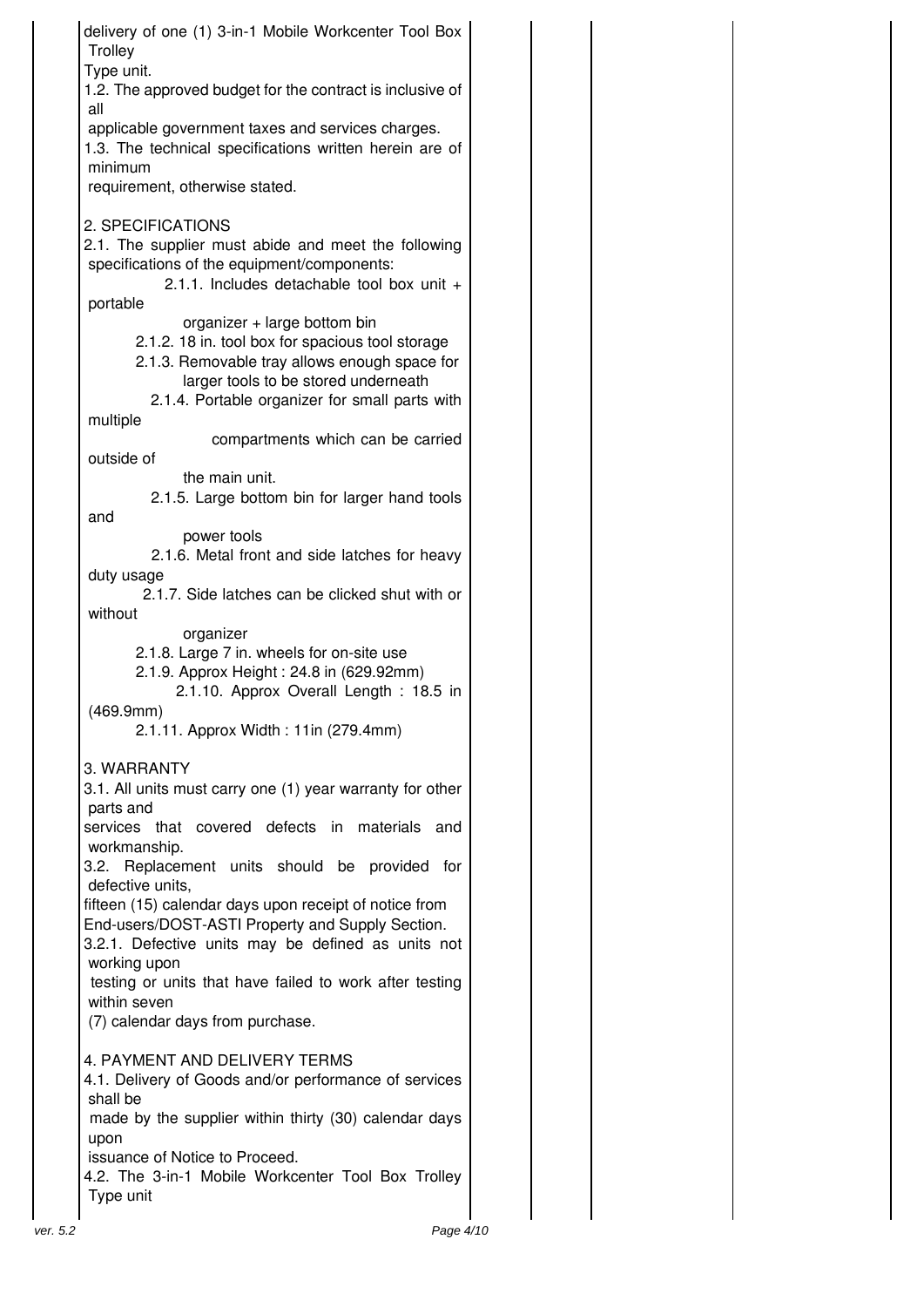delivery of one (1) 3-in-1 Mobile Workcenter Tool Box Trolley Type unit.

1.2. The approved budget for the contract is inclusive of all applicable government taxes and services charges.

1.3. The technical specifications written herein are of minimum requirement, otherwise stated.

2. SPECIFICATIONS

2.1. The supplier must abide and meet the following specifications of the equipment/components:

- 2.1.1. Includes detachable tool box unit + portable organizer + large bottom bin
- 2.1.2. 18 in. tool box for spacious tool storage
- 2.1.3. Removable tray allows enough space for larger tools to be stored underneath
- 2.1.4. Portable organizer for small parts with multiple compartments which can be carried outside of the main unit.
- 2.1.5. Large bottom bin for larger hand tools and power tools
- 2.1.6. Metal front and side latches for heavy duty usage
- 2.1.7. Side latches can be clicked shut with or without organizer
- 2.1.8. Large 7 in. wheels for on-site use
- 2.1.9. Approx Height : 24.8 in (629.92mm)
- 2.1.10. Approx Overall Length : 18.5 in (469.9mm)
- 2.1.11. Approx Width : 11in (279.4mm)

3. WARRANTY

3.1. All units must carry one (1) year warranty for other parts and services that covered defects in materials and workmanship.

3.2. Replacement units should be provided for defective units, fifteen (15) calendar days upon receipt of notice from End-users/DOST-ASTI Property and Supply Section.

3.2.1. Defective units may be defined as units not working upon testing or units that have failed to work after testing within seven (7) calendar days from purchase.

4. PAYMENT AND DELIVERY TERMS

4.1. Delivery of Goods and/or performance of services shall be made by the supplier within thirty (30) calendar days upon issuance of Notice to Proceed.

4.2. The 3-in-1 Mobile Workcenter Tool Box Trolley Type unit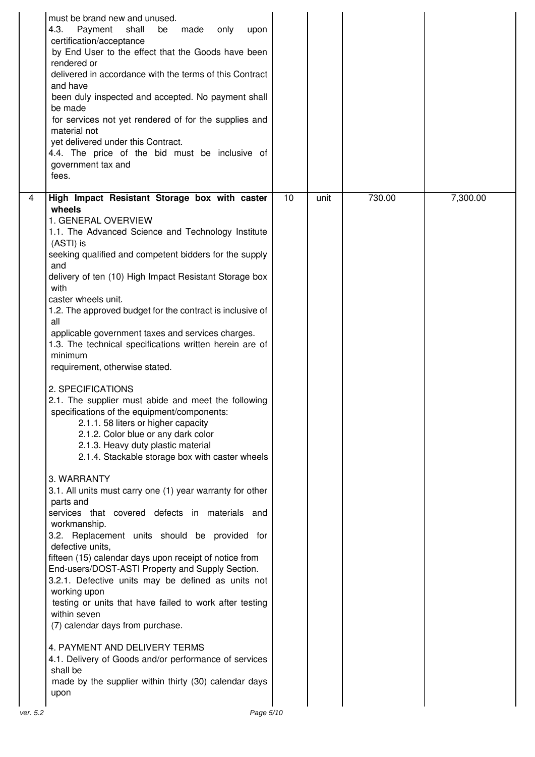| | | | | | |
|---|---|---|---|---|---|
| | must be brand new and unused.<br>4.3. Payment shall be made only upon certification/acceptance by End User to the effect that the Goods have been rendered or delivered in accordance with the terms of this Contract and have been duly inspected and accepted. No payment shall be made for services not yet rendered of for the supplies and material not yet delivered under this Contract.<br>4.4. The price of the bid must be inclusive of government tax and fees. | | | | |
| 4 | **High Impact Resistant Storage box with caster wheels**<br>1. GENERAL OVERVIEW<br>1.1. The Advanced Science and Technology Institute (ASTI) is seeking qualified and competent bidders for the supply and delivery of ten (10) High Impact Resistant Storage box with caster wheels unit.<br>1.2. The approved budget for the contract is inclusive of all applicable government taxes and services charges.<br>1.3. The technical specifications written herein are of minimum requirement, otherwise stated.<br><br>2. SPECIFICATIONS<br>2.1. The supplier must abide and meet the following specifications of the equipment/components:<br>2.1.1. 58 liters or higher capacity<br>2.1.2. Color blue or any dark color<br>2.1.3. Heavy duty plastic material<br>2.1.4. Stackable storage box with caster wheels<br><br>3. WARRANTY<br>3.1. All units must carry one (1) year warranty for other parts and services that covered defects in materials and workmanship.<br>3.2. Replacement units should be provided for defective units, fifteen (15) calendar days upon receipt of notice from End-users/DOST-ASTI Property and Supply Section.<br>3.2.1. Defective units may be defined as units not working upon testing or units that have failed to work after testing within seven (7) calendar days from purchase.<br><br>4. PAYMENT AND DELIVERY TERMS<br>4.1. Delivery of Goods and/or performance of services shall be made by the supplier within thirty (30) calendar days upon | 10 | unit | 730.00 | 7,300.00 |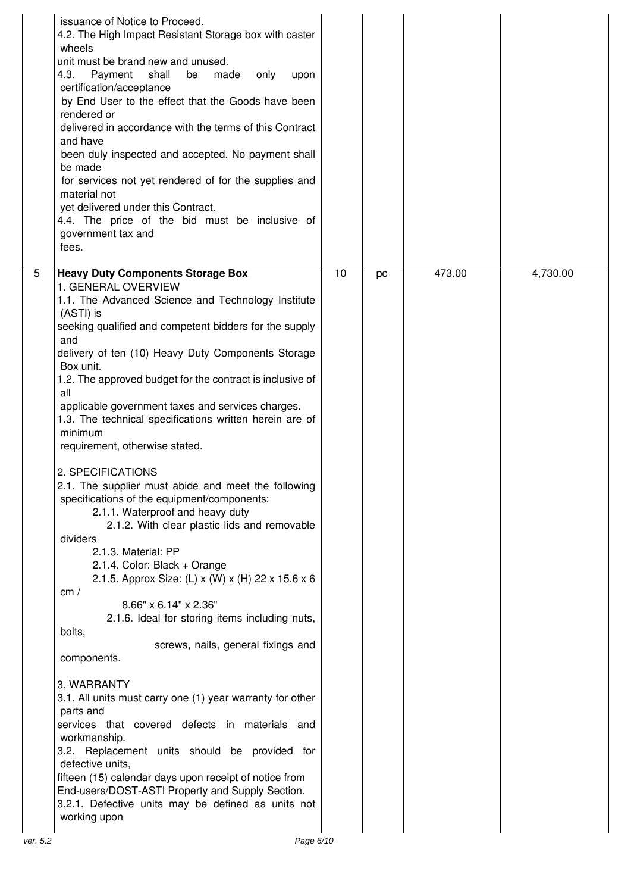| | | | | | |
|---|---|---|---|---|---|
| | issuance of Notice to Proceed.<br>4.2. The High Impact Resistant Storage box with caster wheels unit must be brand new and unused.<br>4.3. Payment shall be made only upon certification/acceptance by End User to the effect that the Goods have been rendered or delivered in accordance with the terms of this Contract and have been duly inspected and accepted. No payment shall be made for services not yet rendered of for the supplies and material not yet delivered under this Contract.<br>4.4. The price of the bid must be inclusive of government tax and fees. | | | | |
| 5 | **Heavy Duty Components Storage Box**<br>1. GENERAL OVERVIEW<br>1.1. The Advanced Science and Technology Institute (ASTI) is seeking qualified and competent bidders for the supply and delivery of ten (10) Heavy Duty Components Storage Box unit.<br>1.2. The approved budget for the contract is inclusive of all applicable government taxes and services charges.<br>1.3. The technical specifications written herein are of minimum requirement, otherwise stated.<br><br>2. SPECIFICATIONS<br>2.1. The supplier must abide and meet the following specifications of the equipment/components:<br>2.1.1. Waterproof and heavy duty<br>2.1.2. With clear plastic lids and removable dividers<br>2.1.3. Material: PP<br>2.1.4. Color: Black + Orange<br>2.1.5. Approx Size: (L) x (W) x (H) 22 x 15.6 x 6 cm / 8.66" x 6.14" x 2.36"<br>2.1.6. Ideal for storing items including nuts, bolts, screws, nails, general fixings and components.<br><br>3. WARRANTY<br>3.1. All units must carry one (1) year warranty for other parts and services that covered defects in materials and workmanship.<br>3.2. Replacement units should be provided for defective units, fifteen (15) calendar days upon receipt of notice from End-users/DOST-ASTI Property and Supply Section.<br>3.2.1. Defective units may be defined as units not working upon | 10 | pc | 473.00 | 4,730.00 |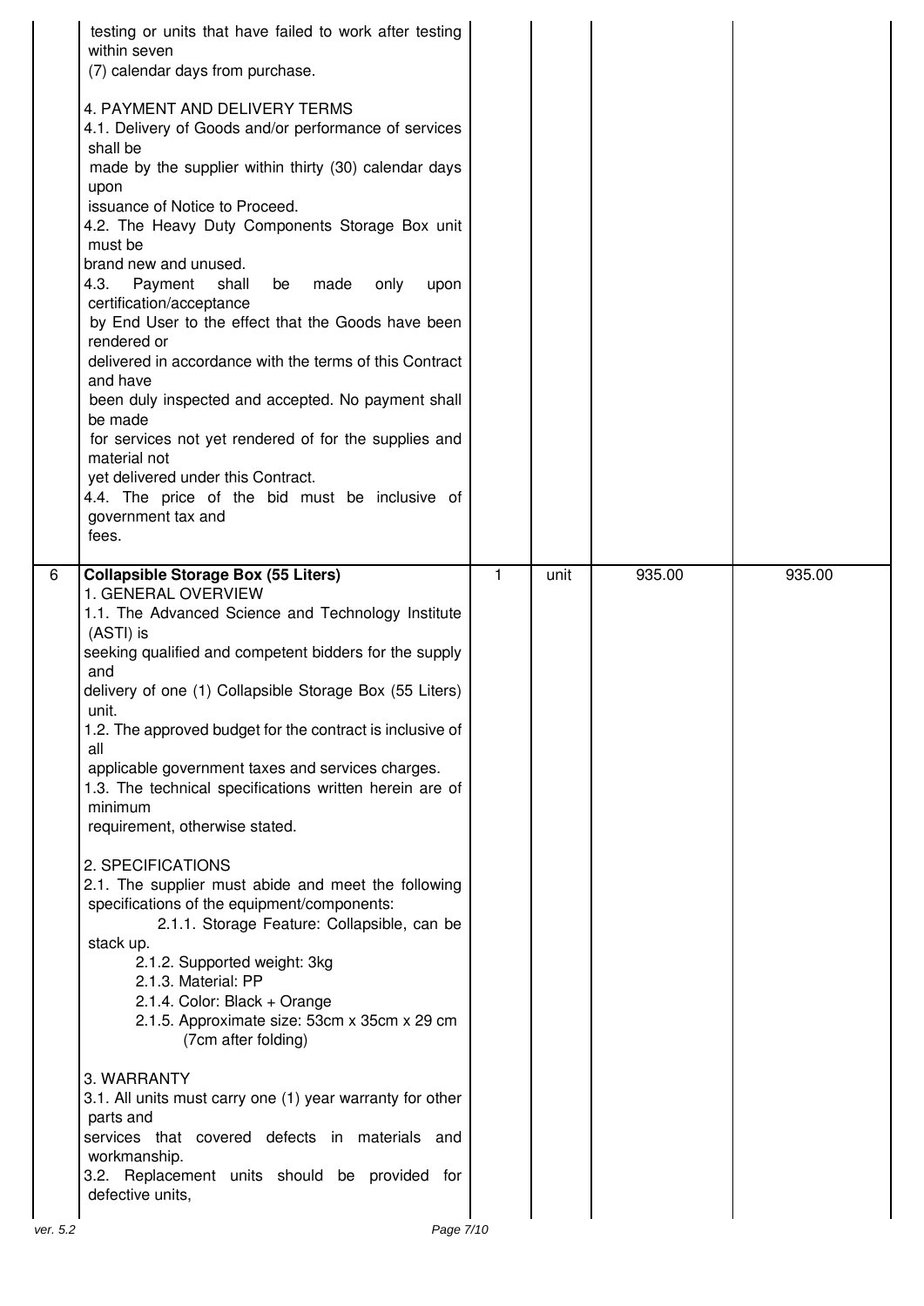| | | | | | |
|---|---|---|---|---|---|
| | testing or units that have failed to work after testing within seven (7) calendar days from purchase.<br><br>4. PAYMENT AND DELIVERY TERMS<br>4.1. Delivery of Goods and/or performance of services shall be made by the supplier within thirty (30) calendar days upon issuance of Notice to Proceed.<br>4.2. The Heavy Duty Components Storage Box unit must be brand new and unused.<br>4.3. Payment shall be made only upon certification/acceptance by End User to the effect that the Goods have been rendered or delivered in accordance with the terms of this Contract and have been duly inspected and accepted. No payment shall be made for services not yet rendered of for the supplies and material not yet delivered under this Contract.<br>4.4. The price of the bid must be inclusive of government tax and fees. | | | | |
| 6 | **Collapsible Storage Box (55 Liters)**<br>1. GENERAL OVERVIEW<br>1.1. The Advanced Science and Technology Institute (ASTI) is seeking qualified and competent bidders for the supply and delivery of one (1) Collapsible Storage Box (55 Liters) unit.<br>1.2. The approved budget for the contract is inclusive of all applicable government taxes and services charges.<br>1.3. The technical specifications written herein are of minimum requirement, otherwise stated.<br><br>2. SPECIFICATIONS<br>2.1. The supplier must abide and meet the following specifications of the equipment/components:<br>2.1.1. Storage Feature: Collapsible, can be stack up.<br>2.1.2. Supported weight: 3kg<br>2.1.3. Material: PP<br>2.1.4. Color: Black + Orange<br>2.1.5. Approximate size: 53cm x 35cm x 29 cm (7cm after folding)<br><br>3. WARRANTY<br>3.1. All units must carry one (1) year warranty for other parts and services that covered defects in materials and workmanship.<br>3.2. Replacement units should be provided for defective units, | 1 | unit | 935.00 | 935.00 |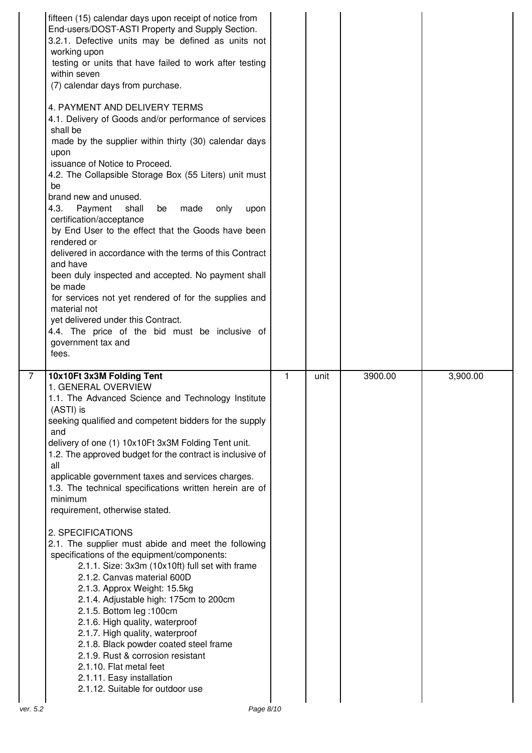| | | | | | |
|---|---|---|---|---|---|
| | fifteen (15) calendar days upon receipt of notice from End-users/DOST-ASTI Property and Supply Section.<br>3.2.1. Defective units may be defined as units not working upon testing or units that have failed to work after testing within seven (7) calendar days from purchase.<br><br>4. PAYMENT AND DELIVERY TERMS<br>4.1. Delivery of Goods and/or performance of services shall be made by the supplier within thirty (30) calendar days upon issuance of Notice to Proceed.<br>4.2. The Collapsible Storage Box (55 Liters) unit must be brand new and unused.<br>4.3. Payment shall be made only upon certification/acceptance by End User to the effect that the Goods have been rendered or delivered in accordance with the terms of this Contract and have been duly inspected and accepted. No payment shall be made for services not yet rendered of for the supplies and material not yet delivered under this Contract.<br>4.4. The price of the bid must be inclusive of government tax and fees. | | | | |
| 7 | **10x10Ft 3x3M Folding Tent**<br>1. GENERAL OVERVIEW<br>1.1. The Advanced Science and Technology Institute (ASTI) is seeking qualified and competent bidders for the supply and delivery of one (1) 10x10Ft 3x3M Folding Tent unit.<br>1.2. The approved budget for the contract is inclusive of all applicable government taxes and services charges.<br>1.3. The technical specifications written herein are of minimum requirement, otherwise stated.<br><br>2. SPECIFICATIONS<br>2.1. The supplier must abide and meet the following specifications of the equipment/components:<br>2.1.1. Size: 3x3m (10x10ft) full set with frame<br>2.1.2. Canvas material 600D<br>2.1.3. Approx Weight: 15.5kg<br>2.1.4. Adjustable high: 175cm to 200cm<br>2.1.5. Bottom leg :100cm<br>2.1.6. High quality, waterproof<br>2.1.7. High quality, waterproof<br>2.1.8. Black powder coated steel frame<br>2.1.9. Rust & corrosion resistant<br>2.1.10. Flat metal feet<br>2.1.11. Easy installation<br>2.1.12. Suitable for outdoor use | 1 | unit | 3900.00 | 3,900.00 |

ver. 5.2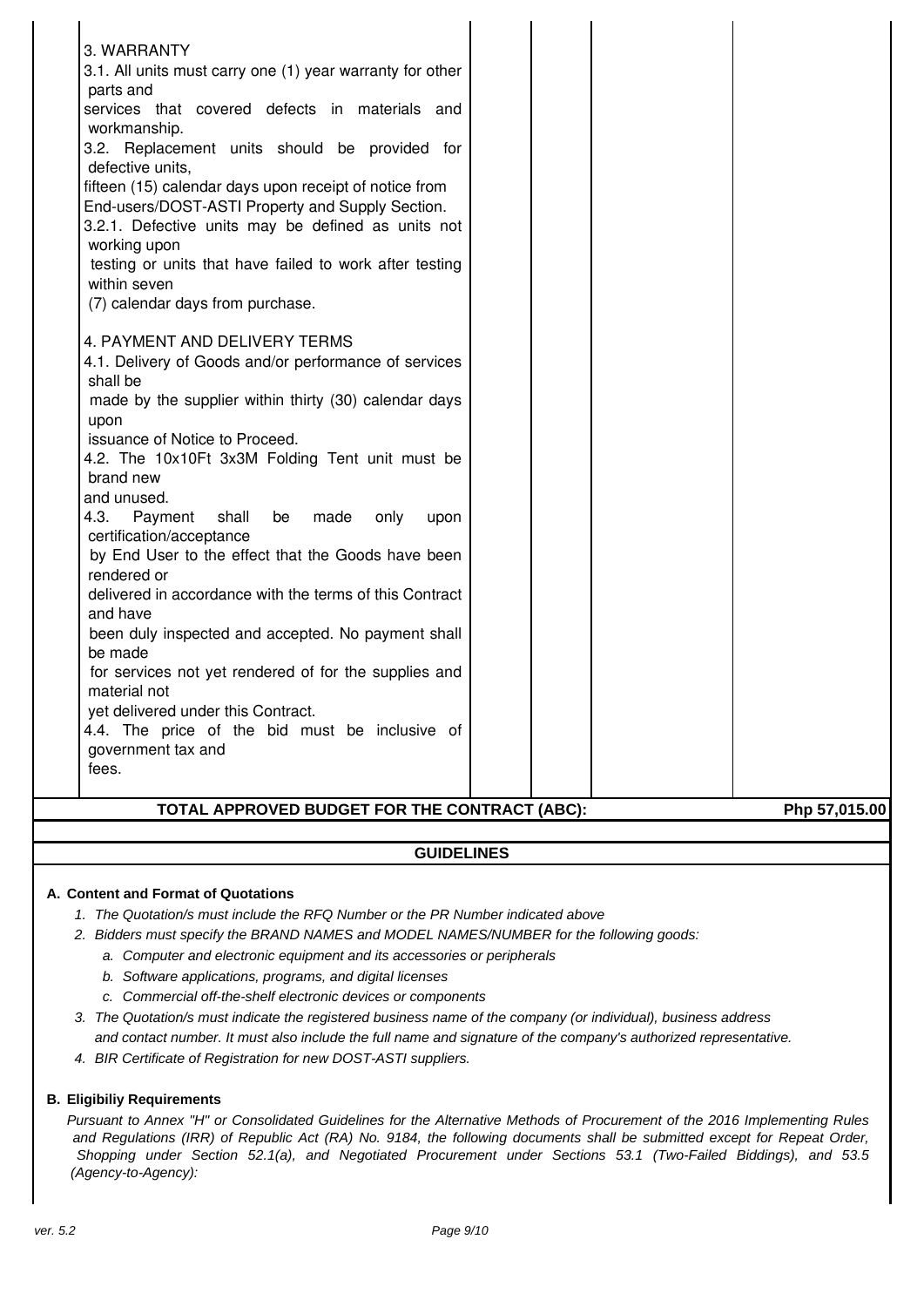| | | | | |
|---|---|---|---|---|
| 3. WARRANTY<br>3.1. All units must carry one (1) year warranty for other parts and services that covered defects in materials and workmanship.<br>3.2. Replacement units should be provided for defective units, fifteen (15) calendar days upon receipt of notice from End-users/DOST-ASTI Property and Supply Section.<br>3.2.1. Defective units may be defined as units not working upon testing or units that have failed to work after testing within seven (7) calendar days from purchase.<br><br>4. PAYMENT AND DELIVERY TERMS<br>4.1. Delivery of Goods and/or performance of services shall be made by the supplier within thirty (30) calendar days upon issuance of Notice to Proceed.<br>4.2. The 10x10Ft 3x3M Folding Tent unit must be brand new and unused.<br>4.3. Payment shall be made only upon certification/acceptance by End User to the effect that the Goods have been rendered or delivered in accordance with the terms of this Contract and have been duly inspected and accepted. No payment shall be made for services not yet rendered of for the supplies and material not yet delivered under this Contract.<br>4.4. The price of the bid must be inclusive of government tax and fees. | | | | |
| **TOTAL APPROVED BUDGET FOR THE CONTRACT (ABC):** | | | | **Php 57,015.00** |

## GUIDELINES

**A. Content and Format of Quotations**

1. *The Quotation/s must include the RFQ Number or the PR Number indicated above*
2. *Bidders must specify the BRAND NAMES and MODEL NAMES/NUMBER for the following goods:*
   a. *Computer and electronic equipment and its accessories or peripherals*
   b. *Software applications, programs, and digital licenses*
   c. *Commercial off-the-shelf electronic devices or components*
3. *The Quotation/s must indicate the registered business name of the company (or individual), business address and contact number. It must also include the full name and signature of the company's authorized representative.*
4. *BIR Certificate of Registration for new DOST-ASTI suppliers.*

**B. Eligibiliy Requirements**

*Pursuant to Annex "H" or Consolidated Guidelines for the Alternative Methods of Procurement of the 2016 Implementing Rules and Regulations (IRR) of Republic Act (RA) No. 9184, the following documents shall be submitted except for Repeat Order, Shopping under Section 52.1(a), and Negotiated Procurement under Sections 53.1 (Two-Failed Biddings), and 53.5 (Agency-to-Agency):*

*ver. 5.2*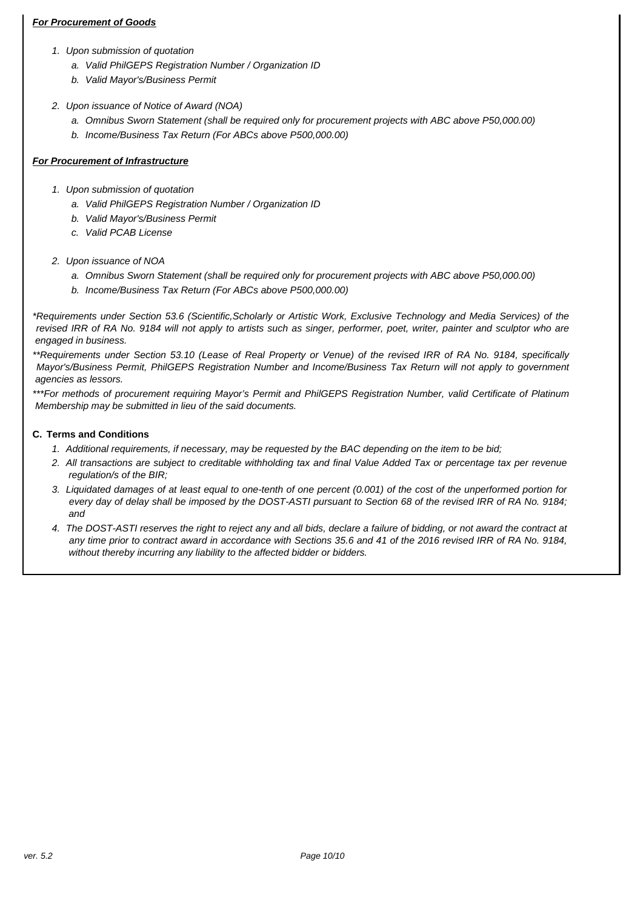***For Procurement of Goods***

1. *Upon submission of quotation*
    a. *Valid PhilGEPS Registration Number / Organization ID*
    b. *Valid Mayor's/Business Permit*

2. *Upon issuance of Notice of Award (NOA)*
    a. *Omnibus Sworn Statement (shall be required only for procurement projects with ABC above P50,000.00)*
    b. *Income/Business Tax Return (For ABCs above P500,000.00)*

***For Procurement of Infrastructure***

1. *Upon submission of quotation*
    a. *Valid PhilGEPS Registration Number / Organization ID*
    b. *Valid Mayor's/Business Permit*
    c. *Valid PCAB License*

2. *Upon issuance of NOA*
    a. *Omnibus Sworn Statement (shall be required only for procurement projects with ABC above P50,000.00)*
    b. *Income/Business Tax Return (For ABCs above P500,000.00)*

*\*Requirements under Section 53.6 (Scientific,Scholarly or Artistic Work, Exclusive Technology and Media Services) of the revised IRR of RA No. 9184 will not apply to artists such as singer, performer, poet, writer, painter and sculptor who are engaged in business.*

*\*\*Requirements under Section 53.10 (Lease of Real Property or Venue) of the revised IRR of RA No. 9184, specifically Mayor's/Business Permit, PhilGEPS Registration Number and Income/Business Tax Return will not apply to government agencies as lessors.*

*\*\*\*For methods of procurement requiring Mayor's Permit and PhilGEPS Registration Number, valid Certificate of Platinum Membership may be submitted in lieu of the said documents.*

**C. Terms and Conditions**

1. *Additional requirements, if necessary, may be requested by the BAC depending on the item to be bid;*
2. *All transactions are subject to creditable withholding tax and final Value Added Tax or percentage tax per revenue regulation/s of the BIR;*
3. *Liquidated damages of at least equal to one-tenth of one percent (0.001) of the cost of the unperformed portion for every day of delay shall be imposed by the DOST-ASTI pursuant to Section 68 of the revised IRR of RA No. 9184; and*
4. *The DOST-ASTI reserves the right to reject any and all bids, declare a failure of bidding, or not award the contract at any time prior to contract award in accordance with Sections 35.6 and 41 of the 2016 revised IRR of RA No. 9184, without thereby incurring any liability to the affected bidder or bidders.*